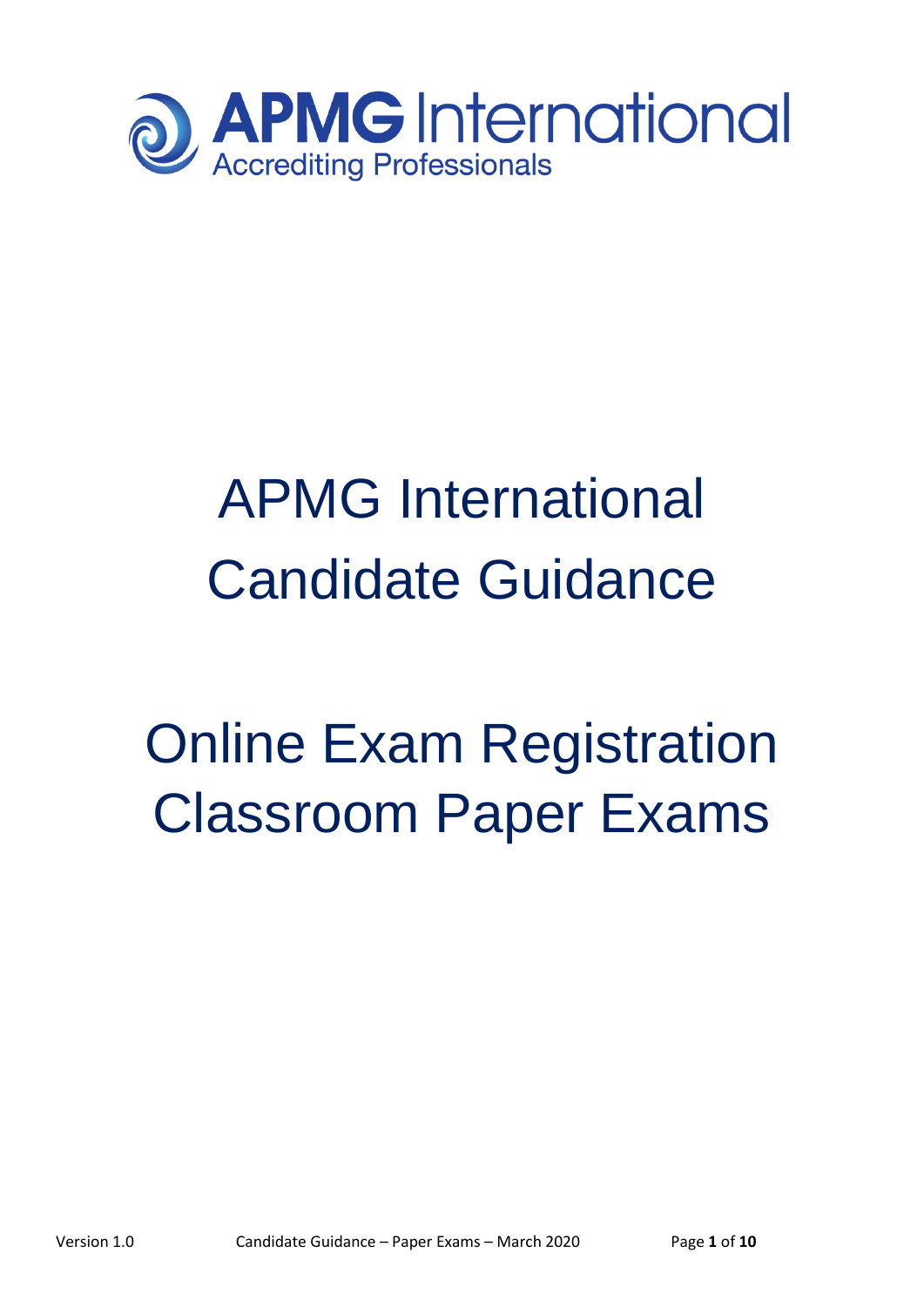APMG International
Accrediting Professionals

# APMG International Candidate Guidance

# Online Exam Registration Classroom Paper Exams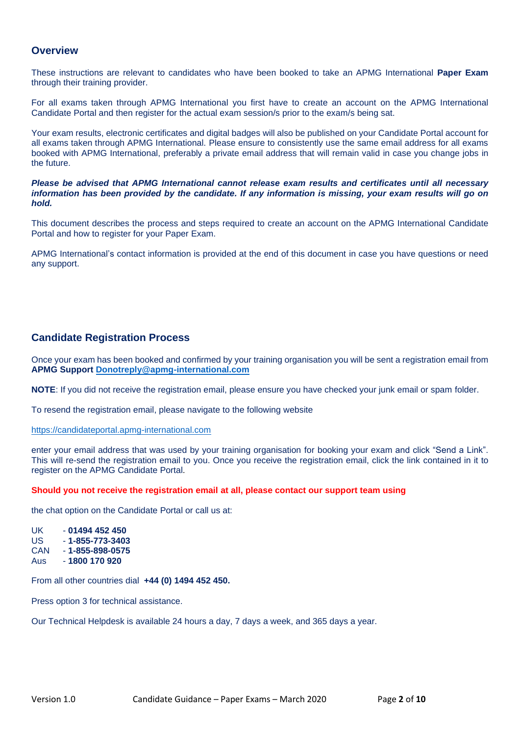## Overview

These instructions are relevant to candidates who have been booked to take an APMG International **Paper Exam** through their training provider.

For all exams taken through APMG International you first have to create an account on the APMG International Candidate Portal and then register for the actual exam session/s prior to the exam/s being sat.

Your exam results, electronic certificates and digital badges will also be published on your Candidate Portal account for all exams taken through APMG International. Please ensure to consistently use the same email address for all exams booked with APMG International, preferably a private email address that will remain valid in case you change jobs in the future.

***Please be advised that APMG International cannot release exam results and certificates until all necessary information has been provided by the candidate. If any information is missing, your exam results will go on hold.***

This document describes the process and steps required to create an account on the APMG International Candidate Portal and how to register for your Paper Exam.

APMG International's contact information is provided at the end of this document in case you have questions or need any support.

## Candidate Registration Process

Once your exam has been booked and confirmed by your training organisation you will be sent a registration email from **APMG Support [Donotreply@apmg-international.com](mailto:Donotreply@apmg-international.com)**

**NOTE**: If you did not receive the registration email, please ensure you have checked your junk email or spam folder.

To resend the registration email, please navigate to the following website

[https://candidateportal.apmg-international.com](https://candidateportal.apmg-international.com)

enter your email address that was used by your training organisation for booking your exam and click "Send a Link". This will re-send the registration email to you. Once you receive the registration email, click the link contained in it to register on the APMG Candidate Portal.

**Should you not receive the registration email at all, please contact our support team using**

the chat option on the Candidate Portal or call us at:

UK - **01494 452 450**
US - **1-855-773-3403**
CAN - **1-855-898-0575**
Aus - **1800 170 920**

From all other countries dial **+44 (0) 1494 452 450.**

Press option 3 for technical assistance.

Our Technical Helpdesk is available 24 hours a day, 7 days a week, and 365 days a year.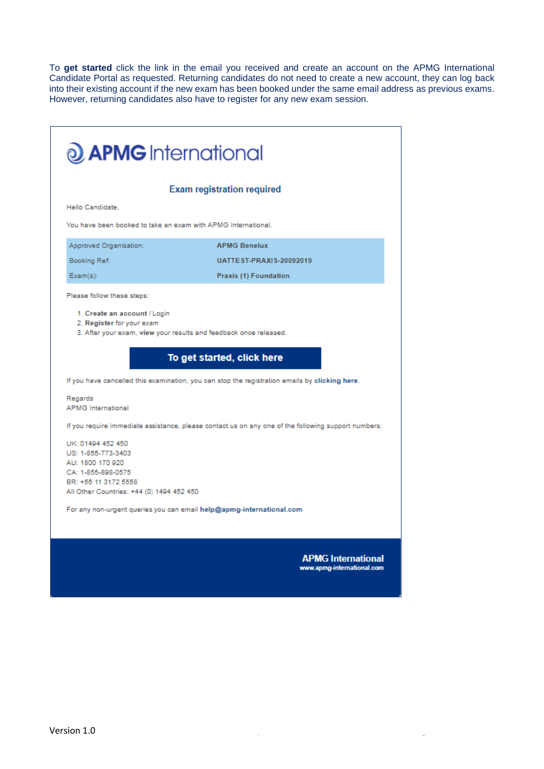To **get started** click the link in the email you received and create an account on the APMG International Candidate Portal as requested. Returning candidates do not need to create a new account, they can log back into their existing account if the new exam has been booked under the same email address as previous exams. However, returning candidates also have to register for any new exam session.

APMG International

### Exam registration required

Hello Candidate,

You have been booked to take an exam with APMG International.

| | |
|---|---|
| Approved Organisation: | **APMG Benelux** |
| Booking Ref: | **UATTEST-PRAXIS-20092019** |
| Exam(s): | **Praxis (1) Foundation** |

Please follow these steps:

1. **Create an account** / Login
2. **Register** for your exam
3. After your exam, **view** your results and feedback once released.

**To get started, click here**

If you have cancelled this examination, you can stop the registration emails by **clicking here**.

Regards
APMG International

If you require immediate assistance, please contact us on any one of the following support numbers:

UK: 01494 452 450
US: 1-855-773-3403
AU: 1800 170 920
CA: 1-855-898-0575
BR: +55 11 3172 5558
All Other Countries: +44 (0) 1494 452 450

For any non-urgent queries you can email **help@apmg-international.com**

**APMG International**
www.apmg-international.com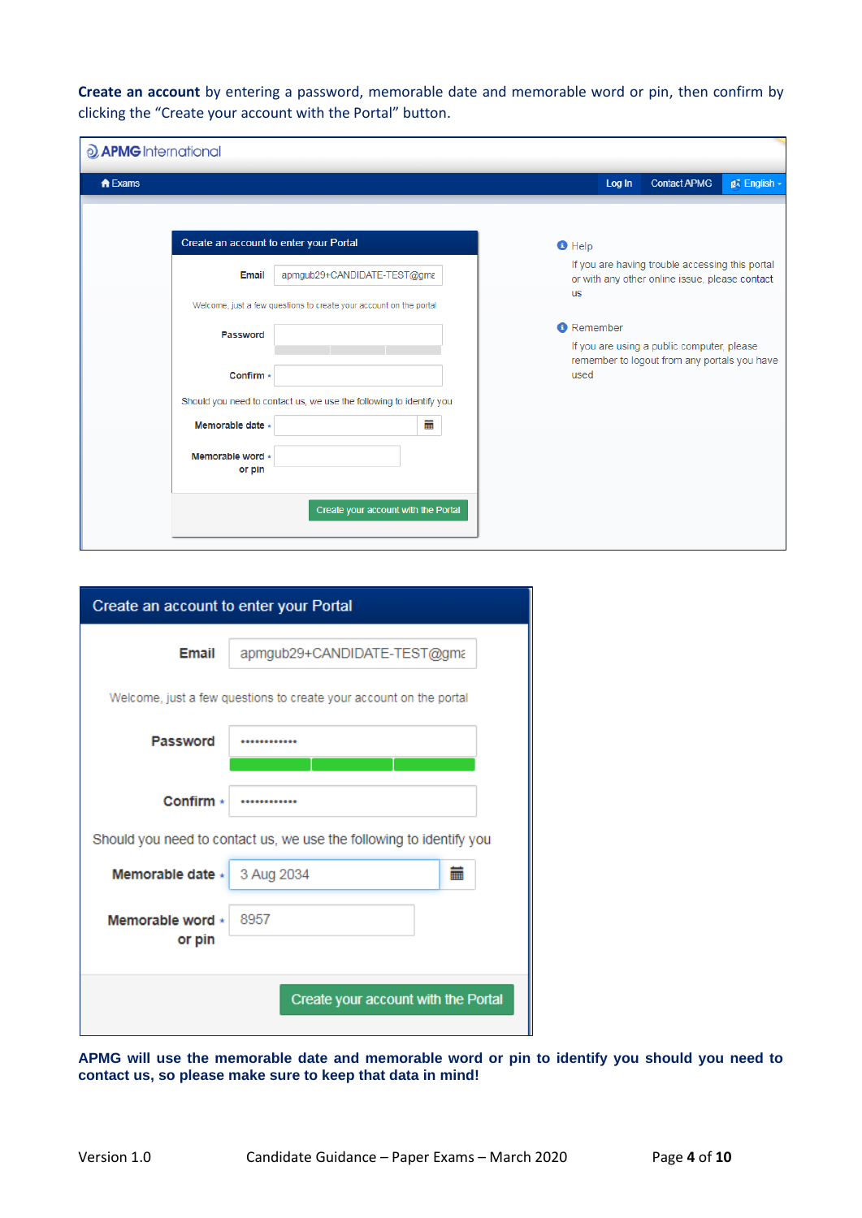**Create an account** by entering a password, memorable date and memorable word or pin, then confirm by clicking the "Create your account with the Portal" button.

APMG International

Exams | Log In | Contact APMG | English

Create an account to enter your Portal

Email: apmgub29+CANDIDATE-TEST@gma

Welcome, just a few questions to create your account on the portal

Password

Confirm *

Should you need to contact us, we use the following to identify you

Memorable date *

Memorable word or pin *

Create your account with the Portal

Help

If you are having trouble accessing this portal or with any other online issue, please contact us

Remember

If you are using a public computer, please remember to logout from any portals you have used

Create an account to enter your Portal

Email: apmgub29+CANDIDATE-TEST@gma

Welcome, just a few questions to create your account on the portal

Password: ••••••••••••

Confirm *: ••••••••••••

Should you need to contact us, we use the following to identify you

Memorable date *: 3 Aug 2034

Memorable word or pin *: 8957

Create your account with the Portal

**APMG will use the memorable date and memorable word or pin to identify you should you need to contact us, so please make sure to keep that data in mind!**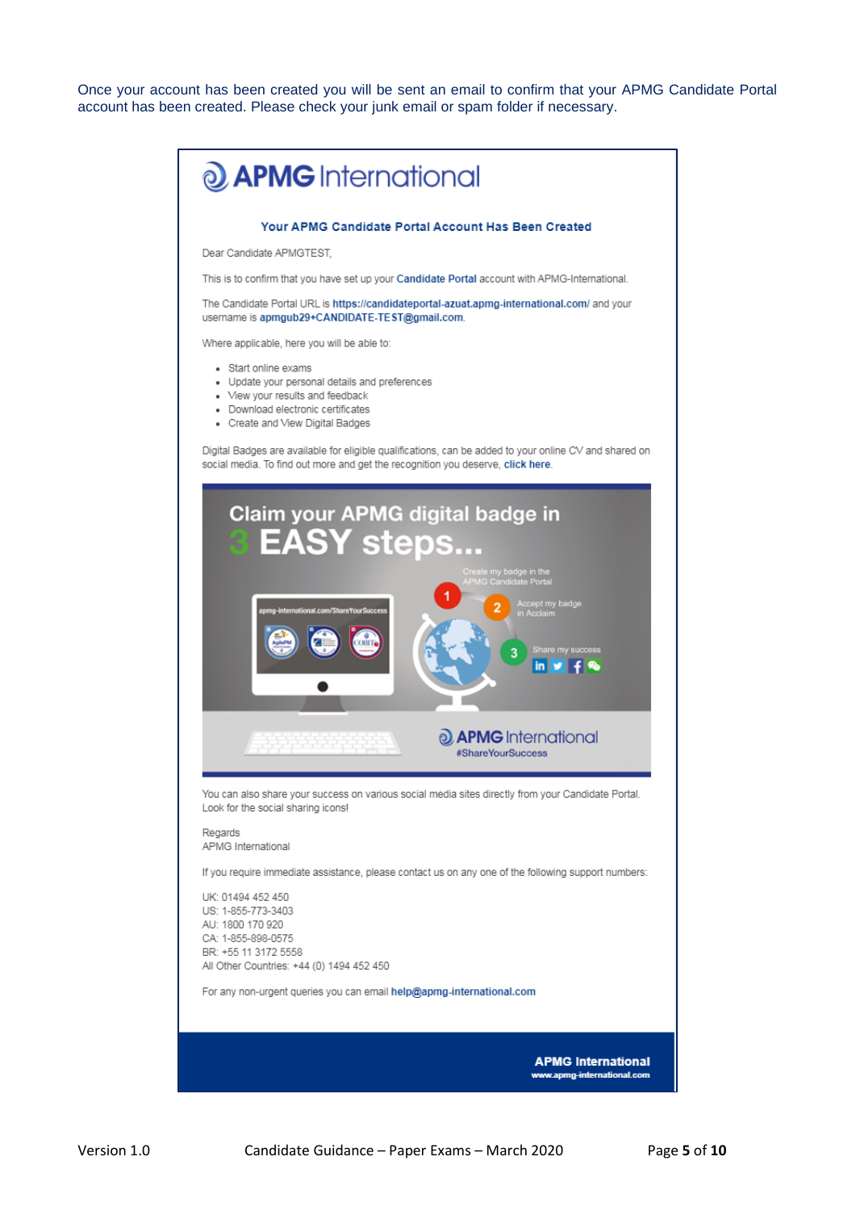Once your account has been created you will be sent an email to confirm that your APMG Candidate Portal account has been created. Please check your junk email or spam folder if necessary.

**APMG International**

### Your APMG Candidate Portal Account Has Been Created

Dear Candidate APMGTEST,

This is to confirm that you have set up your **Candidate Portal** account with APMG-International.

The Candidate Portal URL is **https://candidateportal-azuat.apmg-international.com/** and your username is **apmgub29+CANDIDATE-TEST@gmail.com**.

Where applicable, here you will be able to:

- Start online exams
- Update your personal details and preferences
- View your results and feedback
- Download electronic certificates
- Create and View Digital Badges

Digital Badges are available for eligible qualifications, can be added to your online CV and shared on social media. To find out more and get the recognition you deserve, **click here**.

**Claim your APMG digital badge in 3 EASY steps...**

1. Create my badge in the APMG Candidate Portal
2. Accept my badge in Acclaim
3. Share my success

apmg-international.com/ShareYourSuccess

APMG International #ShareYourSuccess

You can also share your success on various social media sites directly from your Candidate Portal. Look for the social sharing icons!

Regards
APMG International

If you require immediate assistance, please contact us on any one of the following support numbers:

UK: 01494 452 450
US: 1-855-773-3403
AU: 1800 170 920
CA: 1-855-898-0575
BR: +55 11 3172 5558
All Other Countries: +44 (0) 1494 452 450

For any non-urgent queries you can email **help@apmg-international.com**

**APMG International**
**www.apmg-international.com**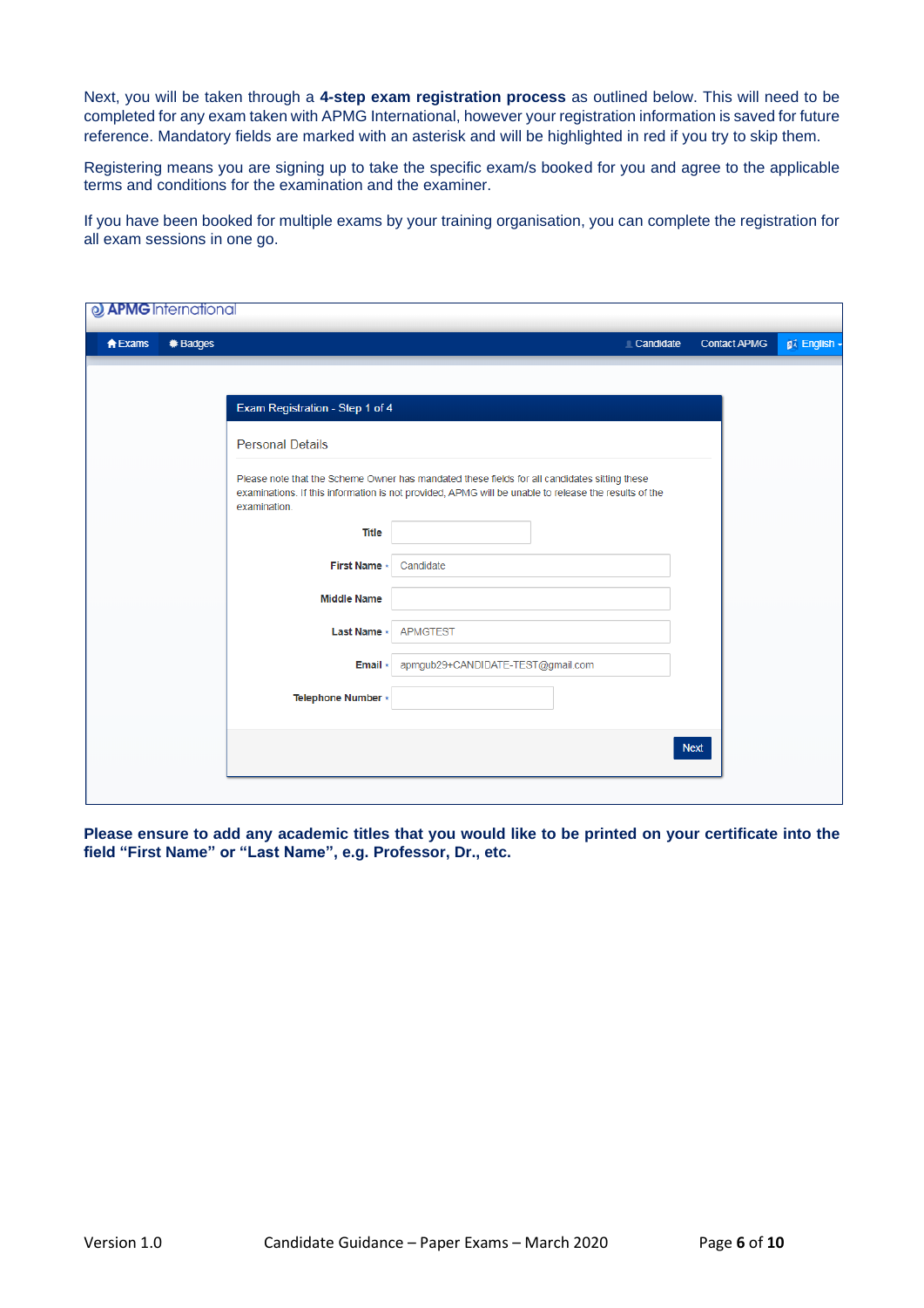Next, you will be taken through a **4-step exam registration process** as outlined below. This will need to be completed for any exam taken with APMG International, however your registration information is saved for future reference. Mandatory fields are marked with an asterisk and will be highlighted in red if you try to skip them.

Registering means you are signing up to take the specific exam/s booked for you and agree to the applicable terms and conditions for the examination and the examiner.

If you have been booked for multiple exams by your training organisation, you can complete the registration for all exam sessions in one go.

APMG International

Exams | Badges | Candidate | Contact APMG | English

**Exam Registration - Step 1 of 4**

Personal Details

Please note that the Scheme Owner has mandated these fields for all candidates sitting these examinations. If this information is not provided, APMG will be unable to release the results of the examination.

| Field | Value |
|---|---|
| Title | |
| First Name * | Candidate |
| Middle Name | |
| Last Name * | APMGTEST |
| Email * | apmgub29+CANDIDATE-TEST@gmail.com |
| Telephone Number * | |

Next

**Please ensure to add any academic titles that you would like to be printed on your certificate into the field "First Name" or "Last Name", e.g. Professor, Dr., etc.**

Version 1.0 Candidate Guidance – Paper Exams – March 2020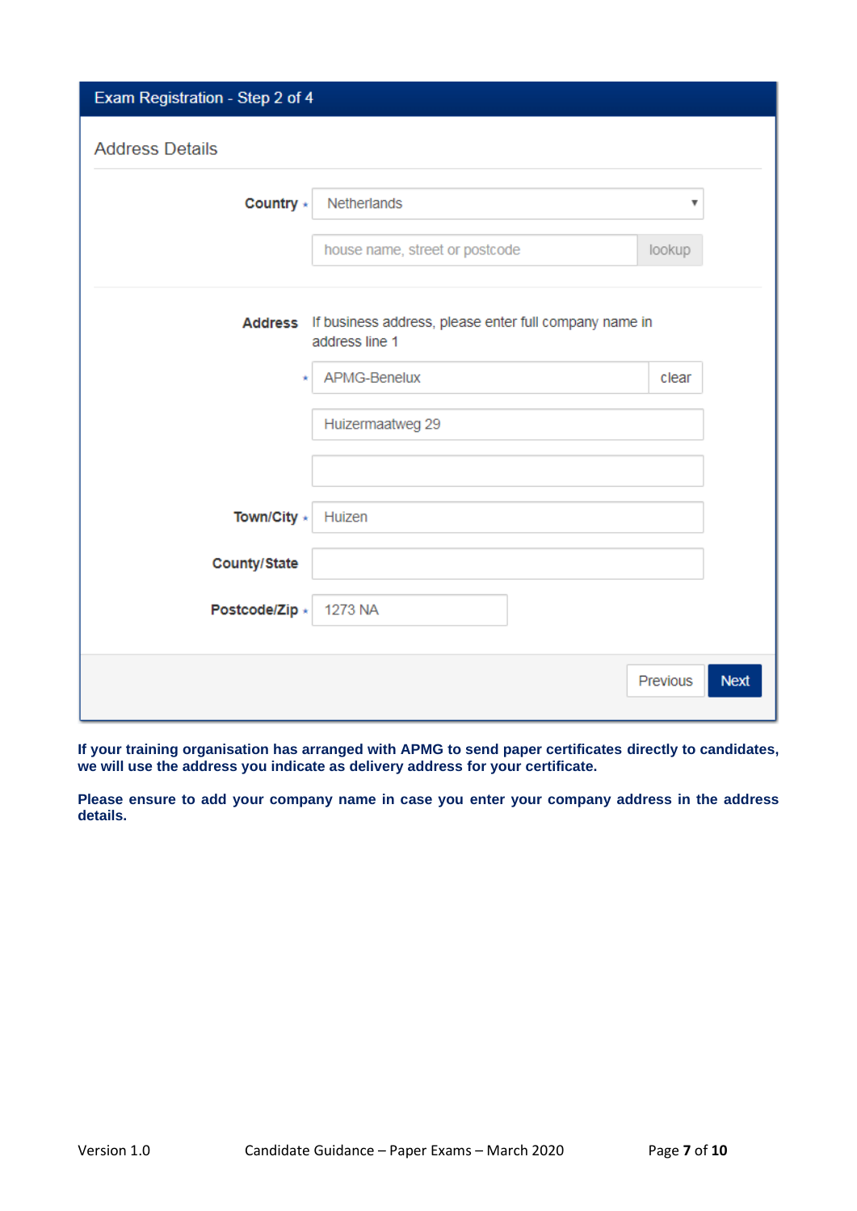**Exam Registration - Step 2 of 4**

**Address Details**

**Country** * Netherlands

house name, street or postcode | lookup

**Address** If business address, please enter full company name in address line 1

\* APMG-Benelux | clear

Huizermaatweg 29

**Town/City** * Huizen

**County/State**

**Postcode/Zip** * 1273 NA

Previous | Next

**If your training organisation has arranged with APMG to send paper certificates directly to candidates, we will use the address you indicate as delivery address for your certificate.**

**Please ensure to add your company name in case you enter your company address in the address details.**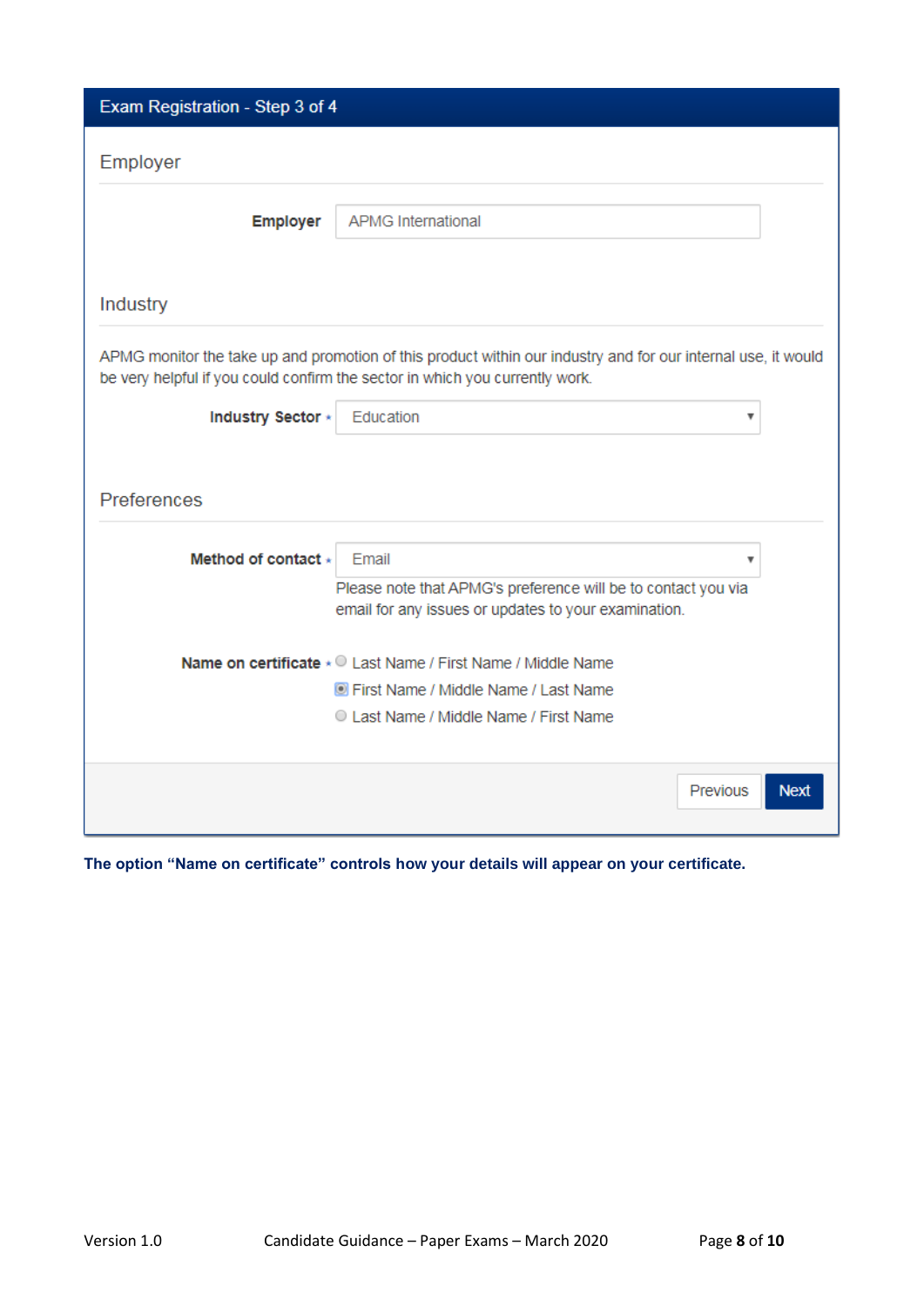## Exam Registration - Step 3 of 4

### Employer

**Employer** APMG International

### Industry

APMG monitor the take up and promotion of this product within our industry and for our internal use, it would be very helpful if you could confirm the sector in which you currently work.

**Industry Sector** * Education

### Preferences

**Method of contact** * Email

Please note that APMG's preference will be to contact you via email for any issues or updates to your examination.

**Name on certificate** *

- ○ Last Name / First Name / Middle Name
- ◉ First Name / Middle Name / Last Name
- ○ Last Name / Middle Name / First Name

Previous | Next

**The option "Name on certificate" controls how your details will appear on your certificate.**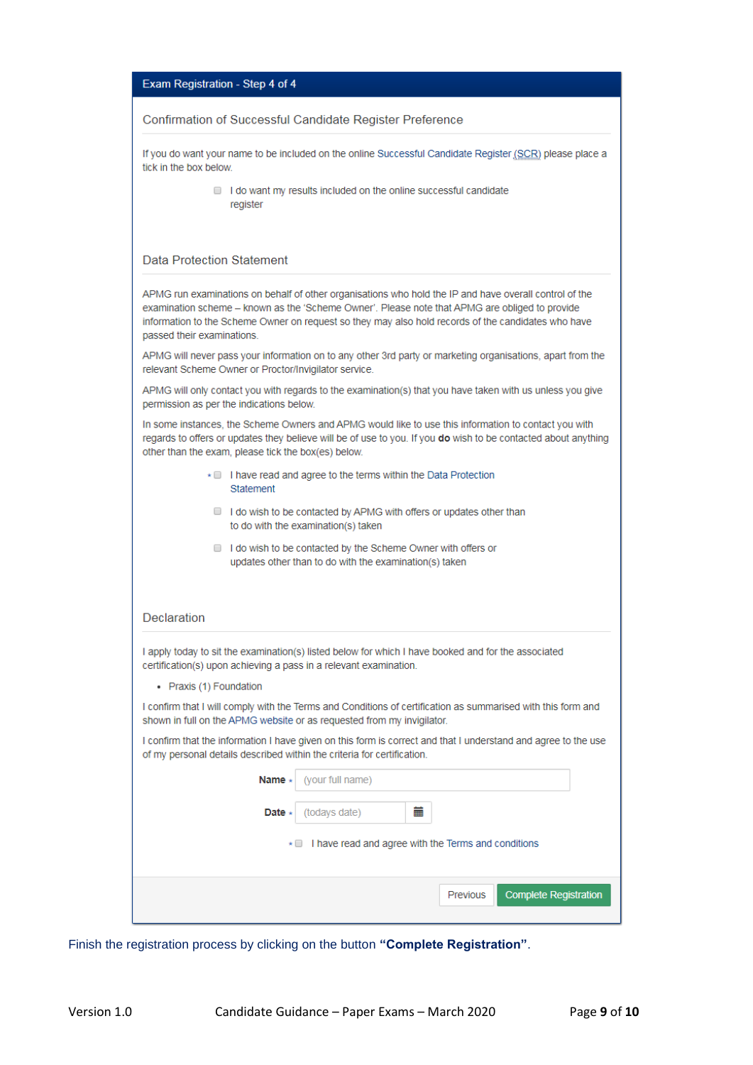**Exam Registration - Step 4 of 4**

### Confirmation of Successful Candidate Register Preference

If you do want your name to be included on the online Successful Candidate Register (SCR) please place a tick in the box below.

- ☐ I do want my results included on the online successful candidate register

### Data Protection Statement

APMG run examinations on behalf of other organisations who hold the IP and have overall control of the examination scheme – known as the 'Scheme Owner'. Please note that APMG are obliged to provide information to the Scheme Owner on request so they may also hold records of the candidates who have passed their examinations.

APMG will never pass your information on to any other 3rd party or marketing organisations, apart from the relevant Scheme Owner or Proctor/Invigilator service.

APMG will only contact you with regards to the examination(s) that you have taken with us unless you give permission as per the indications below.

In some instances, the Scheme Owners and APMG would like to use this information to contact you with regards to offers or updates they believe will be of use to you. If you **do** wish to be contacted about anything other than the exam, please tick the box(es) below.

- * ☐ I have read and agree to the terms within the Data Protection Statement
- ☐ I do wish to be contacted by APMG with offers or updates other than to do with the examination(s) taken
- ☐ I do wish to be contacted by the Scheme Owner with offers or updates other than to do with the examination(s) taken

### Declaration

I apply today to sit the examination(s) listed below for which I have booked and for the associated certification(s) upon achieving a pass in a relevant examination.

- Praxis (1) Foundation

I confirm that I will comply with the Terms and Conditions of certification as summarised with this form and shown in full on the APMG website or as requested from my invigilator.

I confirm that the information I have given on this form is correct and that I understand and agree to the use of my personal details described within the criteria for certification.

**Name** * (your full name)

**Date** * (todays date)

* ☐ I have read and agree with the Terms and conditions

[Previous] [Complete Registration]

Finish the registration process by clicking on the button **"Complete Registration"**.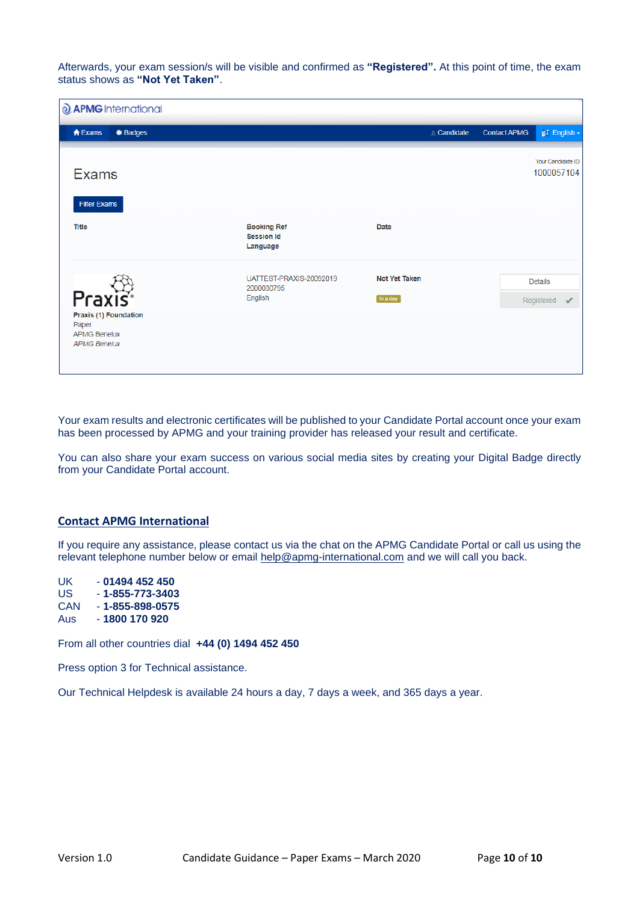Afterwards, your exam session/s will be visible and confirmed as **"Registered".** At this point of time, the exam status shows as **"Not Yet Taken"**.

APMG International

Exams | Badges | Candidate | Contact APMG | English

Exams

Your Candidate ID
1000057104

Filter Exams

| Title | Booking Ref<br>Session Id<br>Language | Date | |
|---|---|---|---|
| Praxis<br>**Praxis (1) Foundation**<br>Paper<br>APMG Benelux<br>*APMG Benelux* | UATTEST-PRAXIS-20092019<br>2000030795<br>English | **Not Yet Taken**<br>in a day | Details<br>Registered ✔ |

Your exam results and electronic certificates will be published to your Candidate Portal account once your exam has been processed by APMG and your training provider has released your result and certificate.

You can also share your exam success on various social media sites by creating your Digital Badge directly from your Candidate Portal account.

## Contact APMG International

If you require any assistance, please contact us via the chat on the APMG Candidate Portal or call us using the relevant telephone number below or email help@apmg-international.com and we will call you back.

UK - **01494 452 450**
US - **1-855-773-3403**
CAN - **1-855-898-0575**
Aus - **1800 170 920**

From all other countries dial **+44 (0) 1494 452 450**

Press option 3 for Technical assistance.

Our Technical Helpdesk is available 24 hours a day, 7 days a week, and 365 days a year.